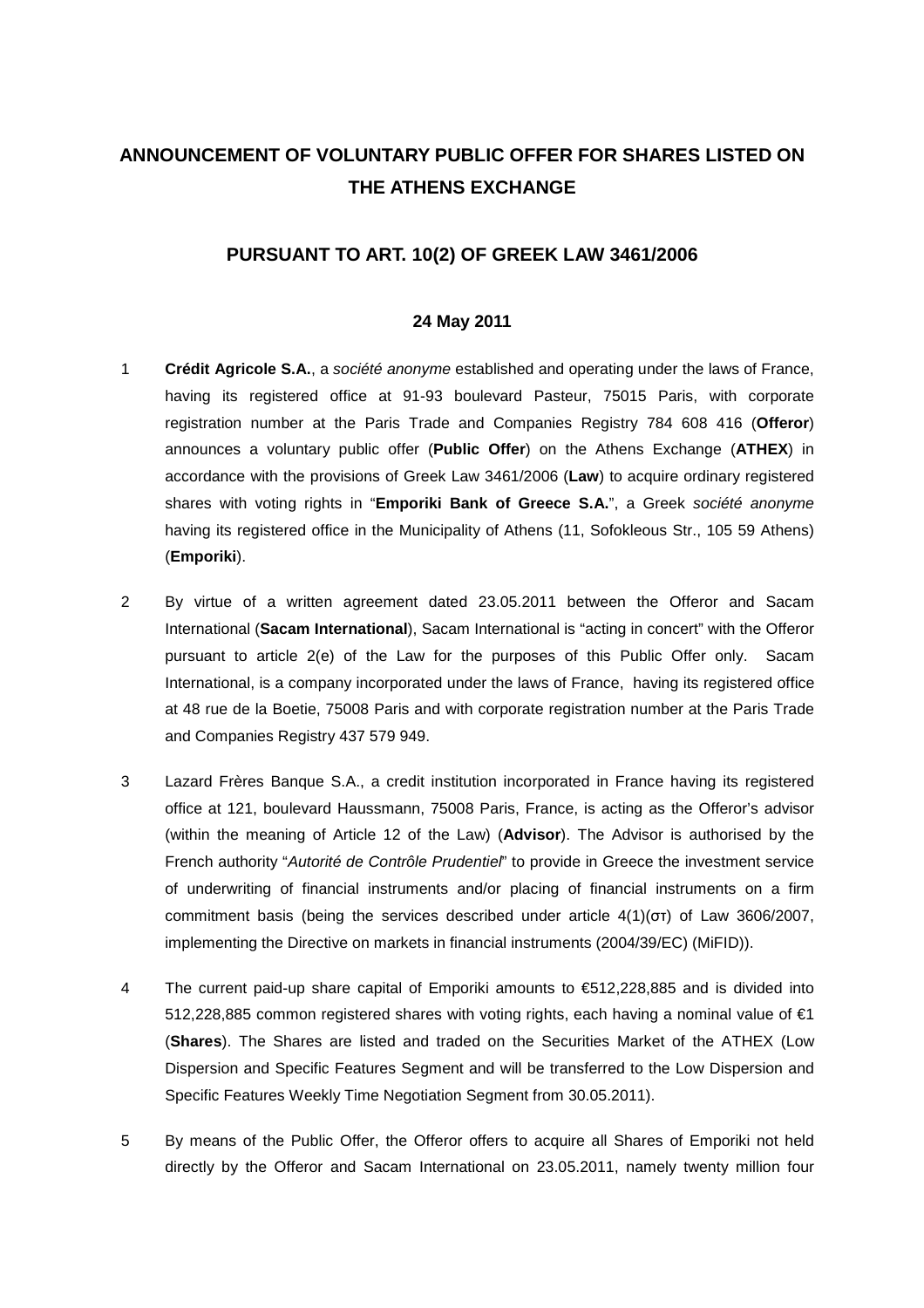# ANNOUNCEMENT OF VOLUNTARY PUBLIC OFFER FOR SHARES LISTED ON THE ATHENS EXCHANGE

## PURSUANT TO ART. 10(2) OF GREEK LAW 3461/2006

**24 May 2011**

1. **Crédit Agricole S.A.**, a *société anonyme* established and operating under the laws of France, having its registered office at 91-93 boulevard Pasteur, 75015 Paris, with corporate registration number at the Paris Trade and Companies Registry 784 608 416 (**Offeror**) announces a voluntary public offer (**Public Offer**) on the Athens Exchange (**ATHEX**) in accordance with the provisions of Greek Law 3461/2006 (**Law**) to acquire ordinary registered shares with voting rights in "**Emporiki Bank of Greece S.A.**", a Greek *société anonyme* having its registered office in the Municipality of Athens (11, Sofokleous Str., 105 59 Athens) (**Emporiki**).

2. By virtue of a written agreement dated 23.05.2011 between the Offeror and Sacam International (**Sacam International**), Sacam International is "acting in concert" with the Offeror pursuant to article 2(e) of the Law for the purposes of this Public Offer only. Sacam International, is a company incorporated under the laws of France, having its registered office at 48 rue de la Boetie, 75008 Paris and with corporate registration number at the Paris Trade and Companies Registry 437 579 949.

3. Lazard Frères Banque S.A., a credit institution incorporated in France having its registered office at 121, boulevard Haussmann, 75008 Paris, France, is acting as the Offeror's advisor (within the meaning of Article 12 of the Law) (**Advisor**). The Advisor is authorised by the French authority "*Autorité de Contrôle Prudentiel*" to provide in Greece the investment service of underwriting of financial instruments and/or placing of financial instruments on a firm commitment basis (being the services described under article 4(1)(στ) of Law 3606/2007, implementing the Directive on markets in financial instruments (2004/39/EC) (MiFID)).

4. The current paid-up share capital of Emporiki amounts to €512,228,885 and is divided into 512,228,885 common registered shares with voting rights, each having a nominal value of €1 (**Shares**). The Shares are listed and traded on the Securities Market of the ATHEX (Low Dispersion and Specific Features Segment and will be transferred to the Low Dispersion and Specific Features Weekly Time Negotiation Segment from 30.05.2011).

5. By means of the Public Offer, the Offeror offers to acquire all Shares of Emporiki not held directly by the Offeror and Sacam International on 23.05.2011, namely twenty million four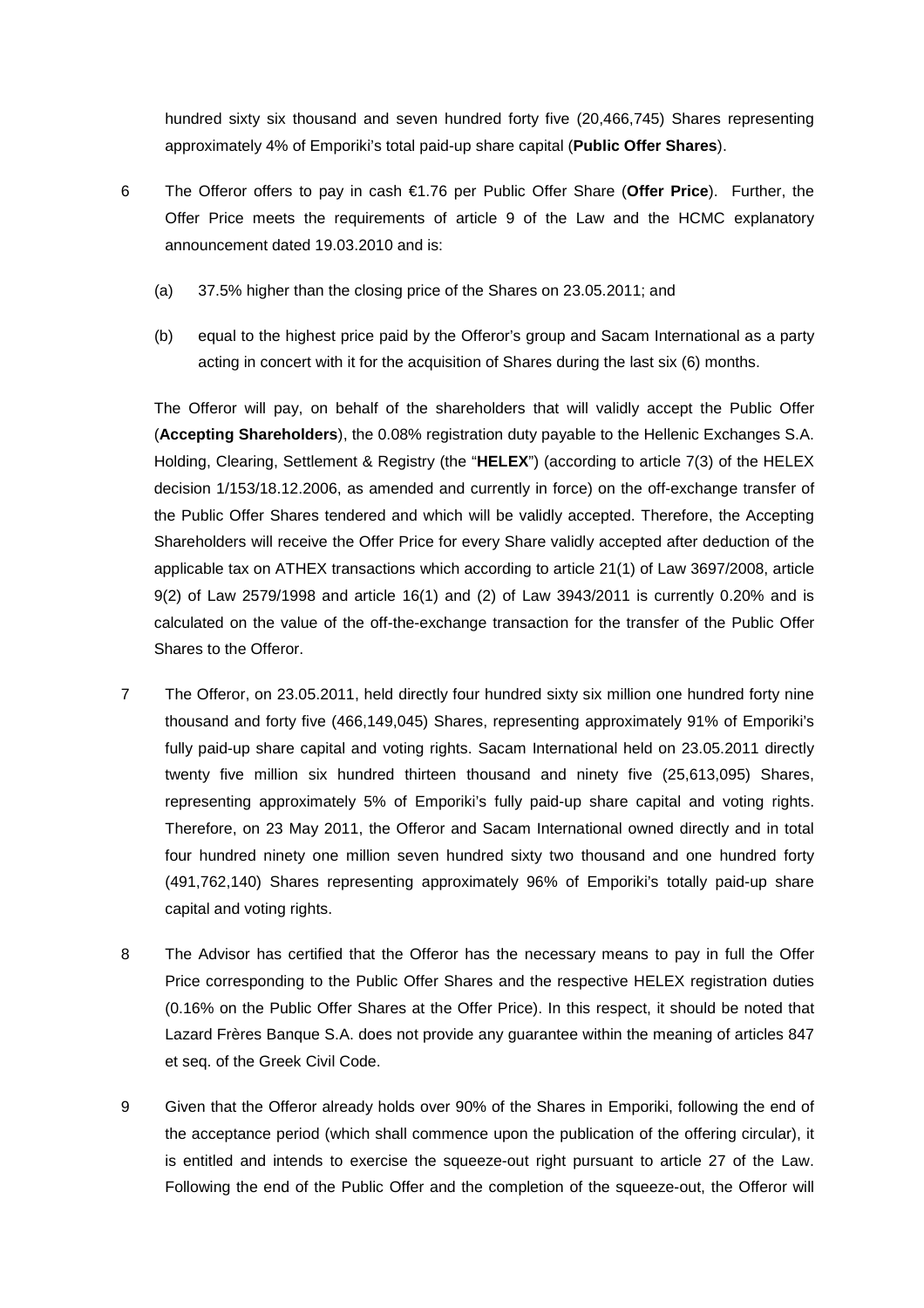hundred sixty six thousand and seven hundred forty five (20,466,745) Shares representing approximately 4% of Emporiki's total paid-up share capital (**Public Offer Shares**).

6 The Offeror offers to pay in cash €1.76 per Public Offer Share (**Offer Price**). Further, the Offer Price meets the requirements of article 9 of the Law and the HCMC explanatory announcement dated 19.03.2010 and is:

   (a) 37.5% higher than the closing price of the Shares on 23.05.2011; and

   (b) equal to the highest price paid by the Offeror's group and Sacam International as a party acting in concert with it for the acquisition of Shares during the last six (6) months.

   The Offeror will pay, on behalf of the shareholders that will validly accept the Public Offer (**Accepting Shareholders**), the 0.08% registration duty payable to the Hellenic Exchanges S.A. Holding, Clearing, Settlement & Registry (the "**HELEX**") (according to article 7(3) of the HELEX decision 1/153/18.12.2006, as amended and currently in force) on the off-exchange transfer of the Public Offer Shares tendered and which will be validly accepted. Therefore, the Accepting Shareholders will receive the Offer Price for every Share validly accepted after deduction of the applicable tax on ATHEX transactions which according to article 21(1) of Law 3697/2008, article 9(2) of Law 2579/1998 and article 16(1) and (2) of Law 3943/2011 is currently 0.20% and is calculated on the value of the off-the-exchange transaction for the transfer of the Public Offer Shares to the Offeror.

7 The Offeror, on 23.05.2011, held directly four hundred sixty six million one hundred forty nine thousand and forty five (466,149,045) Shares, representing approximately 91% of Emporiki's fully paid-up share capital and voting rights. Sacam International held on 23.05.2011 directly twenty five million six hundred thirteen thousand and ninety five (25,613,095) Shares, representing approximately 5% of Emporiki's fully paid-up share capital and voting rights. Therefore, on 23 May 2011, the Offeror and Sacam International owned directly and in total four hundred ninety one million seven hundred sixty two thousand and one hundred forty (491,762,140) Shares representing approximately 96% of Emporiki's totally paid-up share capital and voting rights.

8 The Advisor has certified that the Offeror has the necessary means to pay in full the Offer Price corresponding to the Public Offer Shares and the respective HELEX registration duties (0.16% on the Public Offer Shares at the Offer Price). In this respect, it should be noted that Lazard Frères Banque S.A. does not provide any guarantee within the meaning of articles 847 et seq. of the Greek Civil Code.

9 Given that the Offeror already holds over 90% of the Shares in Emporiki, following the end of the acceptance period (which shall commence upon the publication of the offering circular), it is entitled and intends to exercise the squeeze-out right pursuant to article 27 of the Law. Following the end of the Public Offer and the completion of the squeeze-out, the Offeror will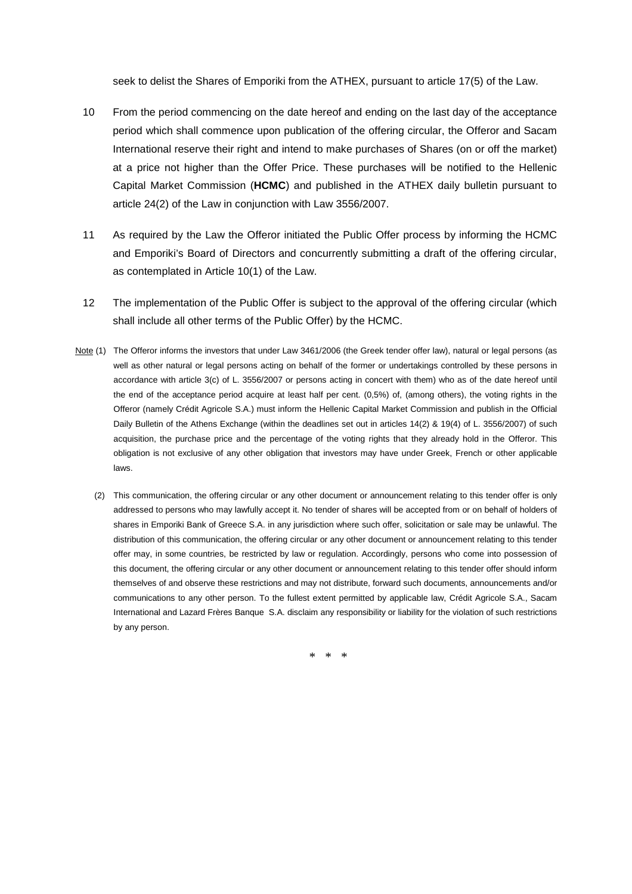seek to delist the Shares of Emporiki from the ATHEX, pursuant to article 17(5) of the Law.

10 From the period commencing on the date hereof and ending on the last day of the acceptance period which shall commence upon publication of the offering circular, the Offeror and Sacam International reserve their right and intend to make purchases of Shares (on or off the market) at a price not higher than the Offer Price. These purchases will be notified to the Hellenic Capital Market Commission (**HCMC**) and published in the ATHEX daily bulletin pursuant to article 24(2) of the Law in conjunction with Law 3556/2007.

11 As required by the Law the Offeror initiated the Public Offer process by informing the HCMC and Emporiki's Board of Directors and concurrently submitting a draft of the offering circular, as contemplated in Article 10(1) of the Law.

12 The implementation of the Public Offer is subject to the approval of the offering circular (which shall include all other terms of the Public Offer) by the HCMC.

Note (1) The Offeror informs the investors that under Law 3461/2006 (the Greek tender offer law), natural or legal persons (as well as other natural or legal persons acting on behalf of the former or undertakings controlled by these persons in accordance with article 3(c) of L. 3556/2007 or persons acting in concert with them) who as of the date hereof until the end of the acceptance period acquire at least half per cent. (0,5%) of, (among others), the voting rights in the Offeror (namely Crédit Agricole S.A.) must inform the Hellenic Capital Market Commission and publish in the Official Daily Bulletin of the Athens Exchange (within the deadlines set out in articles 14(2) & 19(4) of L. 3556/2007) of such acquisition, the purchase price and the percentage of the voting rights that they already hold in the Offeror. This obligation is not exclusive of any other obligation that investors may have under Greek, French or other applicable laws.

(2) This communication, the offering circular or any other document or announcement relating to this tender offer is only addressed to persons who may lawfully accept it. No tender of shares will be accepted from or on behalf of holders of shares in Emporiki Bank of Greece S.A. in any jurisdiction where such offer, solicitation or sale may be unlawful. The distribution of this communication, the offering circular or any other document or announcement relating to this tender offer may, in some countries, be restricted by law or regulation. Accordingly, persons who come into possession of this document, the offering circular or any other document or announcement relating to this tender offer should inform themselves of and observe these restrictions and may not distribute, forward such documents, announcements and/or communications to any other person. To the fullest extent permitted by applicable law, Crédit Agricole S.A., Sacam International and Lazard Frères Banque S.A. disclaim any responsibility or liability for the violation of such restrictions by any person.

\* \* \*